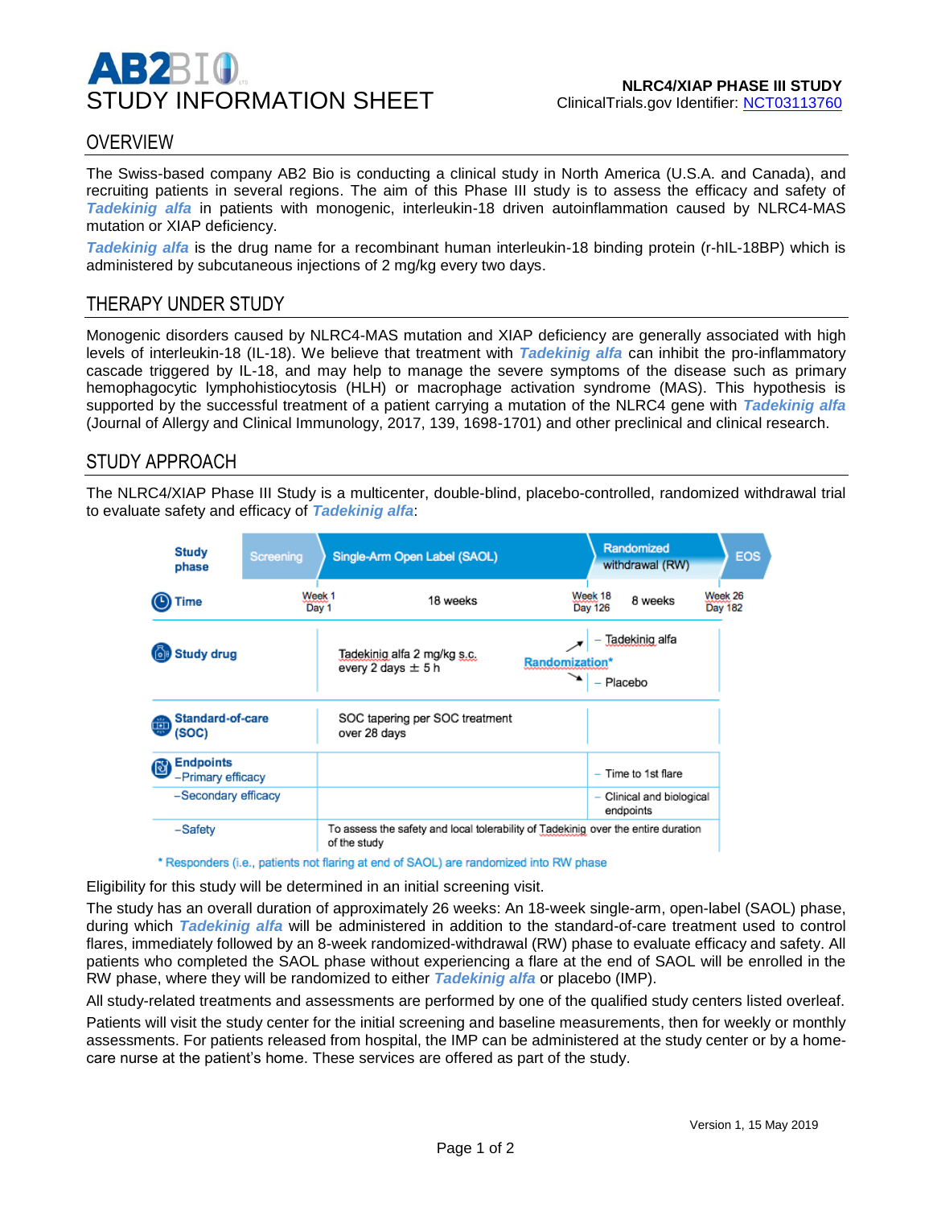# AB2BIO STUDY INFORMATION SHEET

**NLRC4/XIAP PHASE III STUDY**
ClinicalTrials.gov Identifier: NCT03113760

## OVERVIEW

The Swiss-based company AB2 Bio is conducting a clinical study in North America (U.S.A. and Canada), and recruiting patients in several regions. The aim of this Phase III study is to assess the efficacy and safety of ***Tadekinig alfa*** in patients with monogenic, interleukin-18 driven autoinflammation caused by NLRC4-MAS mutation or XIAP deficiency.

***Tadekinig alfa*** is the drug name for a recombinant human interleukin-18 binding protein (r-hIL-18BP) which is administered by subcutaneous injections of 2 mg/kg every two days.

## THERAPY UNDER STUDY

Monogenic disorders caused by NLRC4-MAS mutation and XIAP deficiency are generally associated with high levels of interleukin-18 (IL-18). We believe that treatment with ***Tadekinig alfa*** can inhibit the pro-inflammatory cascade triggered by IL-18, and may help to manage the severe symptoms of the disease such as primary hemophagocytic lymphohistiocytosis (HLH) or macrophage activation syndrome (MAS). This hypothesis is supported by the successful treatment of a patient carrying a mutation of the NLRC4 gene with ***Tadekinig alfa*** (Journal of Allergy and Clinical Immunology, 2017, 139, 1698-1701) and other preclinical and clinical research.

## STUDY APPROACH

The NLRC4/XIAP Phase III Study is a multicenter, double-blind, placebo-controlled, randomized withdrawal trial to evaluate safety and efficacy of ***Tadekinig alfa***:

| Study phase | Screening | Single-Arm Open Label (SAOL) | Randomized withdrawal (RW) | EOS |
|---|---|---|---|---|
| Time | | Week 1 Day 1 — 18 weeks | Week 18 Day 126 — 8 weeks | Week 26 Day 182 |
| Study drug | | Tadekinig alfa 2 mg/kg s.c. every 2 days ± 5 h → Randomization* | – Tadekinig alfa<br>– Placebo | |
| Standard-of-care (SOC) | | SOC tapering per SOC treatment over 28 days | | |
| Endpoints –Primary efficacy | | | – Time to 1st flare | |
| –Secondary efficacy | | | – Clinical and biological endpoints | |
| –Safety | | To assess the safety and local tolerability of Tadekinig over the entire duration of the study | | |

\* Responders (i.e., patients not flaring at end of SAOL) are randomized into RW phase

Eligibility for this study will be determined in an initial screening visit.

The study has an overall duration of approximately 26 weeks: An 18-week single-arm, open-label (SAOL) phase, during which ***Tadekinig alfa*** will be administered in addition to the standard-of-care treatment used to control flares, immediately followed by an 8-week randomized-withdrawal (RW) phase to evaluate efficacy and safety. All patients who completed the SAOL phase without experiencing a flare at the end of SAOL will be enrolled in the RW phase, where they will be randomized to either ***Tadekinig alfa*** or placebo (IMP).

All study-related treatments and assessments are performed by one of the qualified study centers listed overleaf.

Patients will visit the study center for the initial screening and baseline measurements, then for weekly or monthly assessments. For patients released from hospital, the IMP can be administered at the study center or by a home-care nurse at the patient's home. These services are offered as part of the study.

Version 1, 15 May 2019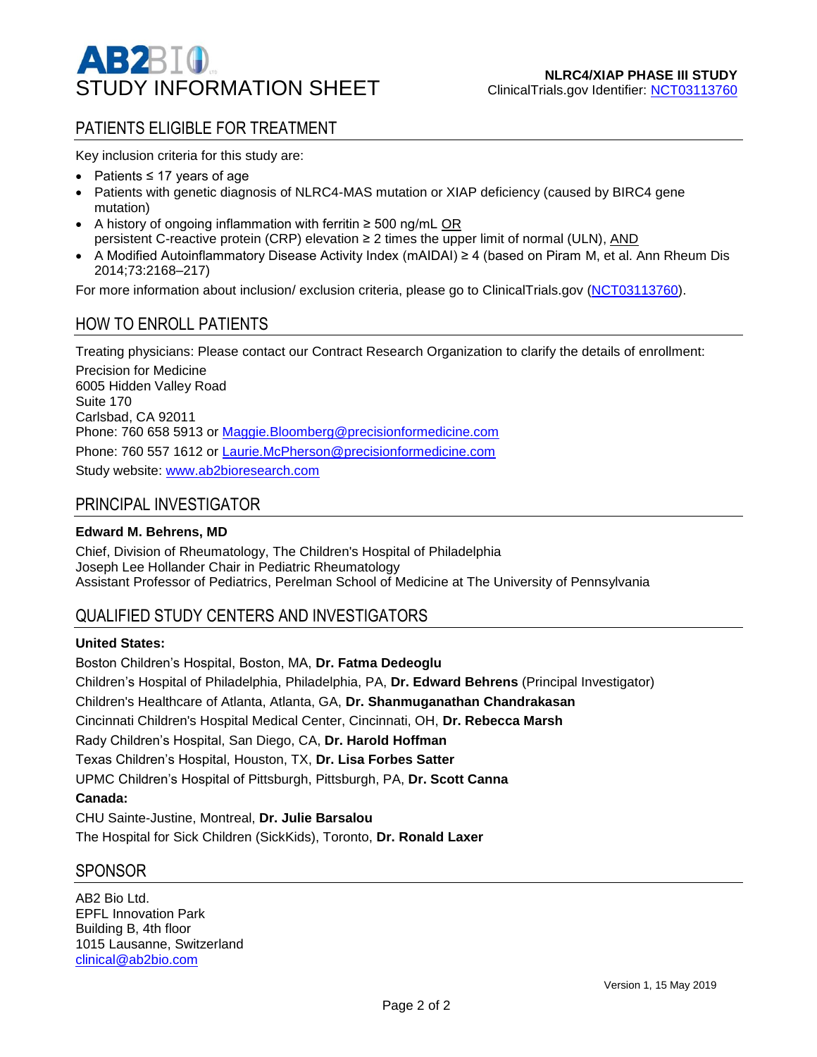AB2BIO

STUDY INFORMATION SHEET

**NLRC4/XIAP PHASE III STUDY**
ClinicalTrials.gov Identifier: NCT03113760

## PATIENTS ELIGIBLE FOR TREATMENT

Key inclusion criteria for this study are:

- Patients ≤ 17 years of age
- Patients with genetic diagnosis of NLRC4-MAS mutation or XIAP deficiency (caused by BIRC4 gene mutation)
- A history of ongoing inflammation with ferritin ≥ 500 ng/mL OR persistent C-reactive protein (CRP) elevation ≥ 2 times the upper limit of normal (ULN), AND
- A Modified Autoinflammatory Disease Activity Index (mAIDAI) ≥ 4 (based on Piram M, et al. Ann Rheum Dis 2014;73:2168–217)

For more information about inclusion/ exclusion criteria, please go to ClinicalTrials.gov (NCT03113760).

## HOW TO ENROLL PATIENTS

Treating physicians: Please contact our Contract Research Organization to clarify the details of enrollment:

Precision for Medicine
6005 Hidden Valley Road
Suite 170
Carlsbad, CA 92011
Phone: 760 658 5913 or Maggie.Bloomberg@precisionformedicine.com
Phone: 760 557 1612 or Laurie.McPherson@precisionformedicine.com
Study website: www.ab2bioresearch.com

## PRINCIPAL INVESTIGATOR

**Edward M. Behrens, MD**

Chief, Division of Rheumatology, The Children's Hospital of Philadelphia
Joseph Lee Hollander Chair in Pediatric Rheumatology
Assistant Professor of Pediatrics, Perelman School of Medicine at The University of Pennsylvania

## QUALIFIED STUDY CENTERS AND INVESTIGATORS

**United States:**

Boston Children's Hospital, Boston, MA, **Dr. Fatma Dedeoglu**
Children's Hospital of Philadelphia, Philadelphia, PA, **Dr. Edward Behrens** (Principal Investigator)
Children's Healthcare of Atlanta, Atlanta, GA, **Dr. Shanmuganathan Chandrakasan**
Cincinnati Children's Hospital Medical Center, Cincinnati, OH, **Dr. Rebecca Marsh**
Rady Children's Hospital, San Diego, CA, **Dr. Harold Hoffman**
Texas Children's Hospital, Houston, TX, **Dr. Lisa Forbes Satter**
UPMC Children's Hospital of Pittsburgh, Pittsburgh, PA, **Dr. Scott Canna**

**Canada:**

CHU Sainte-Justine, Montreal, **Dr. Julie Barsalou**
The Hospital for Sick Children (SickKids), Toronto, **Dr. Ronald Laxer**

## SPONSOR

AB2 Bio Ltd.
EPFL Innovation Park
Building B, 4th floor
1015 Lausanne, Switzerland
clinical@ab2bio.com

Version 1, 15 May 2019